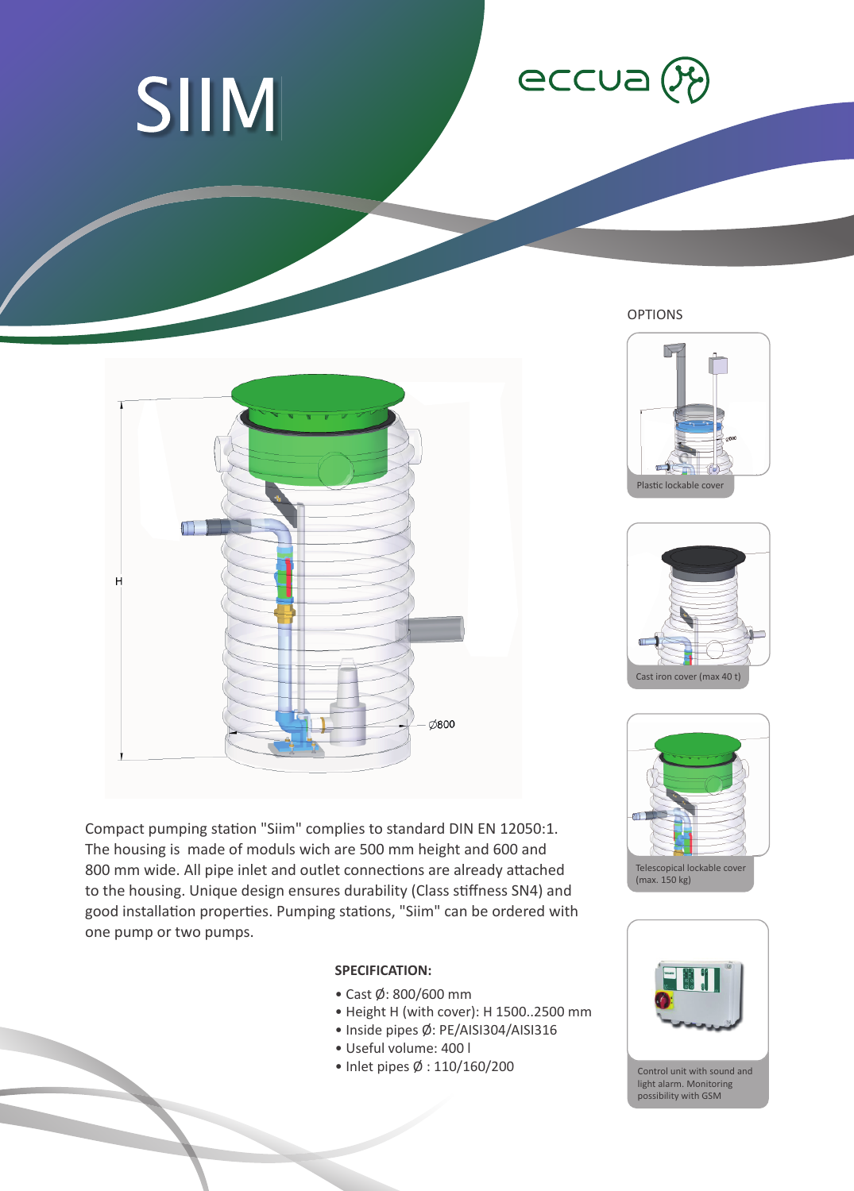# SIIM

eccua

OPTIONS

Plastic lockable cover

Cast iron cover (max 40 t)

Telescopical lockable cover (max. 150 kg)

Control unit with sound and light alarm. Monitoring possibility with GSM

Compact pumping station "Siim" complies to standard DIN EN 12050:1. The housing is made of moduls wich are 500 mm height and 600 and 800 mm wide. All pipe inlet and outlet connections are already attached to the housing. Unique design ensures durability (Class stiffness SN4) and good installation properties. Pumping stations, "Siim" can be ordered with one pump or two pumps.

**SPECIFICATION:**

- Cast Ø: 800/600 mm
- Height H (with cover): H 1500..2500 mm
- Inside pipes Ø: PE/AISI304/AISI316
- Useful volume: 400 l
- Inlet pipes Ø : 110/160/200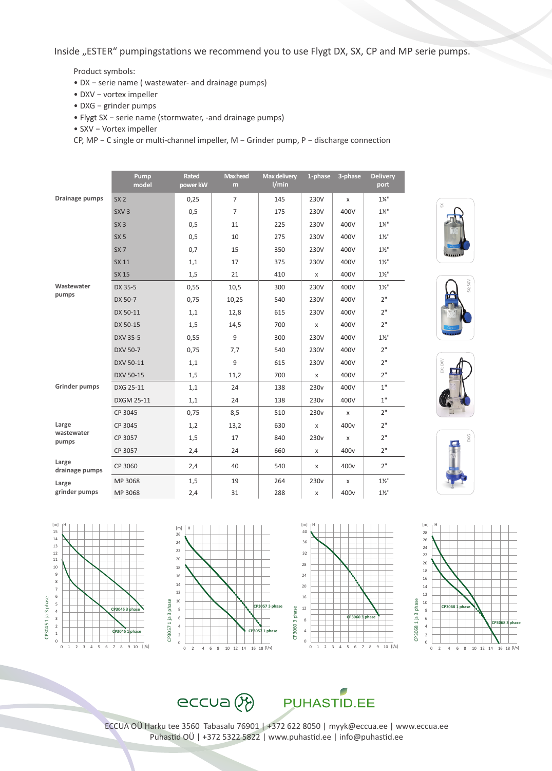Inside „ESTER“ pumpingstations we recommend you to use Flygt DX, SX, CP and MP serie pumps.

Product symbols:

- DX – serie name ( wastewater- and drainage pumps)
- DXV – vortex impeller
- DXG – grinder pumps
- Flygt SX – serie name (stormwater, -and drainage pumps)
- SXV – Vortex impeller

CP, MP – C single or multi-channel impeller, M – Grinder pump, P – discharge connection

| | Pump model | Rated power kW | Max head m | Max delivery l/min | 1-phase | 3-phase | Delivery port |
|---|---|---|---|---|---|---|---|
| Drainage pumps | SX 2 | 0,25 | 7 | 145 | 230V | x | 1¼" |
| | SXV 3 | 0,5 | 7 | 175 | 230V | 400V | 1¼" |
| | SX 3 | 0,5 | 11 | 225 | 230V | 400V | 1¼" |
| | SX 5 | 0,5 | 10 | 275 | 230V | 400V | 1½" |
| | SX 7 | 0,7 | 15 | 350 | 230V | 400V | 1½" |
| | SX 11 | 1,1 | 17 | 375 | 230V | 400V | 1½" |
| | SX 15 | 1,5 | 21 | 410 | x | 400V | 1½" |
| Wastewater pumps | DX 35-5 | 0,55 | 10,5 | 300 | 230V | 400V | 1½" |
| | DX 50-7 | 0,75 | 10,25 | 540 | 230V | 400V | 2" |
| | DX 50-11 | 1,1 | 12,8 | 615 | 230V | 400V | 2" |
| | DX 50-15 | 1,5 | 14,5 | 700 | x | 400V | 2" |
| | DXV 35-5 | 0,55 | 9 | 300 | 230V | 400V | 1½" |
| | DXV 50-7 | 0,75 | 7,7 | 540 | 230V | 400V | 2" |
| | DXV 50-11 | 1,1 | 9 | 615 | 230V | 400V | 2" |
| | DXV 50-15 | 1,5 | 11,2 | 700 | x | 400V | 2" |
| Grinder pumps | DXG 25-11 | 1,1 | 24 | 138 | 230v | 400V | 1" |
| | DXGM 25-11 | 1,1 | 24 | 138 | 230v | 400V | 1" |
| Large wastewater pumps | CP 3045 | 0,75 | 8,5 | 510 | 230v | x | 2" |
| | CP 3045 | 1,2 | 13,2 | 630 | x | 400v | 2" |
| | CP 3057 | 1,5 | 17 | 840 | 230v | x | 2" |
| | CP 3057 | 2,4 | 24 | 660 | x | 400v | 2" |
| Large drainage pumps | CP 3060 | 2,4 | 40 | 540 | x | 400v | 2" |
| Large grinder pumps | MP 3068 | 1,5 | 19 | 264 | 230v | x | 1½" |
| | MP 3068 | 2,4 | 31 | 288 | x | 400v | 1½" |

SX

SX, SXV

DX, DXV

DXG

CP3045 1 ja 3 phase
[m] H
CP3045 3 phase
CP3045 1 phase
[l/s]

CP3057 1 ja 3 phase
[m] H
CP3057 3 phase
CP3057 1 phase
[l/s]

CP3060 3 phase
[m] H
CP3060 3 phase
[l/s]

CP3068 1 ja 3 phase
[m] H
CP3068 1 phase
CP3068 3 phase
[l/s]

eccua PUHASTID.EE

ECCUA OÜ Harku tee 3560 Tabasalu 76901 | +372 622 8050 | myyk@eccua.ee | www.eccua.ee
Puhastid OÜ | +372 5322 5822 | www.puhastid.ee | info@puhastid.ee